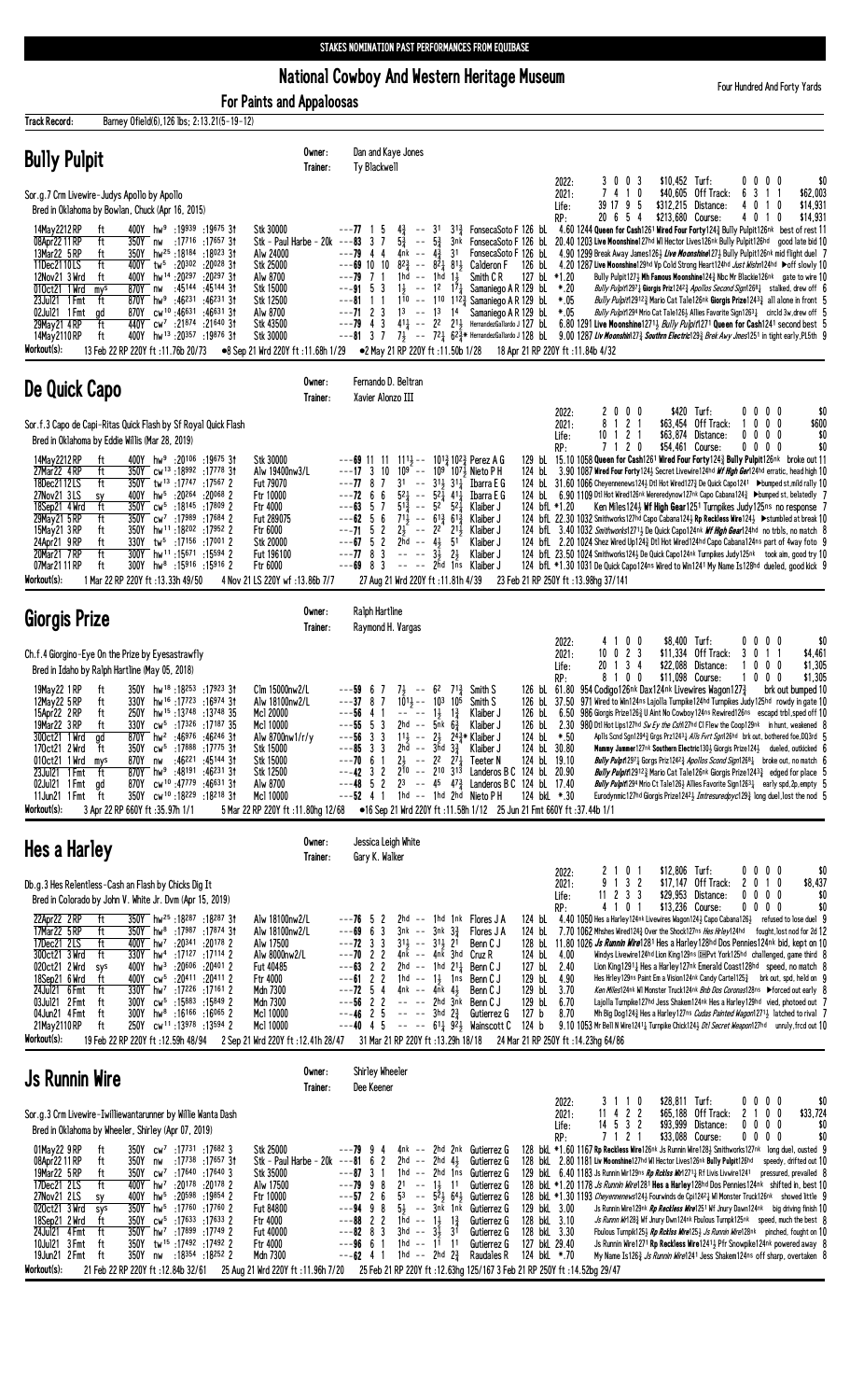STAKES NOMINATION PAST PERFORMANCES FROM EQUIBASE

# National Cowboy And Western Heritage Museum

## For Paints and Appaloosas

Four Hundred And Forty Yards

**Track Record:** Barney Ofield(6),126 lbs; 2:13.21(5-19-12)

## Bully Pulpit

Owner: Dan and Kaye Jones
Trainer: Ty Blackwell

Sor.g.7 Crm Livewire-Judys Apollo by Apollo
Bred in Oklahoma by Bowlan, Chuck (Apr 16, 2015)

| | Starts | 1st | 2nd | 3rd | Earnings | | | | | | |
|---|---|---|---|---|---|---|---|---|---|---|---|
| 2022: | 3 | 0 | 0 | 3 | $10,452 | Turf: | 0 | 0 | 0 | 0 | $0 |
| 2021: | 7 | 4 | 1 | 0 | $40,605 | Off Track: | 6 | 3 | 1 | 1 | $62,003 |
| Life: | 39 | 17 | 9 | 5 | $312,215 | Distance: | 4 | 0 | 1 | 0 | $14,931 |
| RP: | 20 | 6 | 5 | 4 | $213,680 | Course: | 4 | 0 | 1 | 0 | $14,931 |

```
14May2212RP   ft   400Y hw9  :19939 :19675 3↑  Stk 30000              ---77  1 5   4½ -- 31  3¼  FonsecaSoto F 126 bL  4.60 1244 Queen for Cash1261 Wired Four Forty124¾ Bully Pulpit126nk best of rest 11
08Apr22 11RP  ft   350Y nw   :17716 :17657 3↑  Stk - Paul Harbe - 20k ---83  3 7   5¾ -- 5¾  3nk FonsecaSoto F 126 bL 20.40 1203 Live Moonshine127hd Wl Hector Lives126nk Bully Pulpit126hd good late bid 10
13Mar22 5RP   ft   350Y hw25 :18184 :18023 3↑  Alw 24000              ---79  4 4   4nk -- 4¾  31  FonsecaSoto F 126 bL  4.90 1299 Break Away James126½ Live Moonshine127¾ Bully Pulpit126nk mid flight duel 7
11Dec21 10LS  ft   400Y tw5  :20302 :20028 3↑  Stk 25000              ---69 10 10  8²¾ -- 8²¾ 8½  Calderon F   126 bL  4.20 1287 Live Moonshine129hd Vp Cold Strong Heart124hd Just Wishn124hd ▶off slowly 10
12Nov21 3Wrd  ft   400Y hw14 :20297 :20297 3↑  Alw 8700               ---79  7 1   1hd -- 1hd 1½  Smith C R    127 bL *1.20      Bully Pulpit127½ Mh Famous Moonshine124¾ Nbc Mr Blackie126nk gate to wire 10
01Oct21 1Wrd  mys  870Y nw   :45144 :45144 3↑  Stk 15000              ---91  5 3   1½ -- 12  17¼ Samaniego A R 129 bL  *.20      Bully Pulpit129¾ Giorgis Prize124²½ Apollos Second Sign126¾ stalked, drew off 6
23Jul21 1Fmt  ft   870Y hw8  :46231 :46231 3↑  Stk 12500              ---81  1 1   110 -- 110 112¾ Samaniego A R 129 bL  *.05      Bully Pulpit12912¾ Mario Cat Tale126nk Giorgis Prize1243¾ all alone in front 5
02Jul21 1Fmt  gd   870Y cw10 :46631 :46631 3↑  Alw 8700               ---71  2 3   13 -- 13  14  Samaniego A R 129 bL  *.05      Bully Pulpit294 Mrio Cat Tale126½ Allies Favorite Sign126²¼ circld 3w,drew off 5
29May21 4RP   ft   440Y cw7  :21874 :21640 3↑  Stk 43500              ---79  4 3   4¹¼ -- 22  2½  HernandezGallardo J 127 bL 6.80 1291 Live Moonshine127½ Bully Pulpit1271 Queen for Cash1241 second best 5
14May21 10RP  ft   400Y hw13 :20357 :19876 3↑  Stk 30000              ---81  3 7   7½ -- 7²¼ 6²¾* HernandezGallardo J 128 bL 9.00 1287 Liv Moonshin127¾ Southern Electric129¾ Brek Awy Jmes1251 in tight early,PL5th 9
```

**Workout(s):** 13 Feb 22 RP 220Y ft :11.76b 20/73  ●8 Sep 21 Wrd 220Y ft :11.68h 1/29  ●2 May 21 RP 220Y ft :11.50b 1/28  18 Apr 21 RP 220Y ft :11.84b 4/32

## De Quick Capo

Owner: Fernando D. Beltran
Trainer: Xavier Alonzo III

Sor.f.3 Capo de Capi-Ritas Quick Flash by Sf Royal Quick Flash
Bred in Oklahoma by Eddie Willis (Mar 28, 2019)

| | Starts | 1st | 2nd | 3rd | Earnings | | | | | | |
|---|---|---|---|---|---|---|---|---|---|---|---|
| 2022: | 2 | 0 | 0 | 0 | $420 | Turf: | 0 | 0 | 0 | 0 | $0 |
| 2021: | 8 | 1 | 2 | 1 | $63,454 | Off Track: | 1 | 0 | 0 | 0 | $600 |
| Life: | 10 | 1 | 2 | 1 | $63,874 | Distance: | 0 | 0 | 0 | 0 | $0 |
| RP: | 7 | 1 | 2 | 0 | $54,461 | Course: | 0 | 0 | 0 | 0 | $0 |

```
14May2212RP   ft   400Y hw9  :20106 :19675 3↑  Stk 30000              ---69 11 11  111½ -- 101¾ 102¾ Perez A G   129 bL 15.10 1058 Queen for Cash1261 Wired Four Forty124¾ Bully Pulpit126nk broke out 11
27Mar22 4RP   ft   350Y cw13 :18992 :17778 3↑  Alw 19400nw3/L        ---17  3 10  109 -- 109 107½ Nieto P H   124 bL  3.90 1087 Mhe Lives Mr Forty124¾ Secret Livewire124hd Wf High Ge¹124hd erratic, head high 10
18Dec21 12LS  ft   350Y tw13 :17747 :17567 2   Fut 79070              ---77  8 7   31 -- 31½ 31¼ Ibarra E G    124 bL 31.60 1066 Cheyennenews124½ Dtl Hot Wired127½ De Quick Capo1241 ▶bumped st,mild rally 10
27Nov21 3LS   sy   400Y hw5  :20264 :20068 2   Ftr 10000              ---72  6 6   5²½ -- 5²¾ 4¹¼ Ibarra E G    124 bL  6.90 1109 Dtl Hot Wired126nk Wereredynow127nk Capo Cabana124½ ▶bumped st, belatedly 7
18Sep21 4Wrd  ft   350Y cw5  :18145 :17809 2   Ftr 4000               ---63  5 7   5¹¾ -- 52  5²¼ Klaiber J     124 bfL *1.20      Ken Miles124¾ Wf High Gear1251 Turnpikes Judy125ns no response 7
29May21 5RP   ft   350Y cw7  :17989 :17684 2   Fut 289075             ---62  5 6   7¹½ -- 6¹¾ 6¹¾ Klaiber J     124 bfL 22.30 1032 Smithworks127hd Capo Cabana124¾ Rp Reckless Wire124¾ ▶stumbled at break 10
15May21 3RP   ft   350Y hw11 :18202 :17952 2   Ftr 6000               ---71  5 2   2½ -- 22  2½  Klaiber J     124 bfL  3.40 1032 Smithworks127½ De Quick Capo124nk Wf High Gear124hd no trbls, no match 8
24Apr21 9RP   ft   330Y tw5  :17156 :17001 2   Stk 20000              ---67  5 2   2hd -- 4½  51  Klaiber J     124 bfL  2.20 1024 Shez Wired Up124½ Dtl Hot Wired124hd Capo Cabana124ns part of 4way foto 9
20Mar21 7RP   ft   300Y hw11 :15671 :15594 2   Fut 196100             ---77  8 3   -- -- 3½  2½  Klaiber J     124 bfL 23.50 1024 Smithworks124½ De Quick Capo124nk Turnpikes Judy125nk took aim, good try 10
07Mar21 11RP  ft   300Y hw8  :15916 :15916 2   Ftr 6000               ---69  8 3   -- -- 2hd 1ns Klaiber J     124 bfL *1.30 1031 De Quick Capo124ns Wired to Win1241 My Name Is128hd dueled, good kick 9
```

**Workout(s):** 1 Mar 22 RP 220Y ft :13.33h 49/50  4 Nov 21 LS 220Y wf :13.86b 7/7  27 Aug 21 Wrd 220Y ft :11.81h 4/39  23 Feb 21 RP 250Y ft :13.98hg 37/141

## Giorgis Prize

Owner: Ralph Hartline
Trainer: Raymond H. Vargas

Ch.f.4 Giorgino-Eye On the Prize by Eyesastrawfly
Bred in Idaho by Ralph Hartline (May 05, 2018)

| | Starts | 1st | 2nd | 3rd | Earnings | | | | | | |
|---|---|---|---|---|---|---|---|---|---|---|---|
| 2022: | 4 | 1 | 0 | 0 | $8,400 | Turf: | 0 | 0 | 0 | 0 | $0 |
| 2021: | 10 | 0 | 2 | 3 | $11,334 | Off Track: | 3 | 0 | 1 | 1 | $4,461 |
| Life: | 20 | 1 | 3 | 4 | $22,088 | Distance: | 1 | 0 | 0 | 0 | $1,305 |
| RP: | 8 | 1 | 0 | 0 | $11,098 | Course: | 1 | 0 | 0 | 0 | $1,305 |

```
19May22 1RP   ft   350Y hw18 :18253 :17923 3↑  Clm 15000nw2/L         ---59  6 7   7½ -- 62  7¹¾ Smith S      126 bL 61.80 954 Codigo126nk Dax124nk Livewires Wagon127¾ brk out bumped 10
12May22 5RP   ft   330Y hw16 :17723 :16974 3↑  Alw 18100nw2/L         ---37  8 7   10¹½ -- 103 105 Smith S      126 bL 37.50 971 Wired to Win124ns Lajolla Turnpike124hd Turnpikes Judy125hd rowdy in gate 10
15Apr22 2RP   ft   250Y hw15 :13748 :13748 35  Mcl 20000              ---56  4 1   -- -- 1½  1¾  Klaiber J     126 bL  6.50 986 Giorgis Prize126¾ U Aint No Cowboy124ns Rewired126ns escapd trbl,sped off 10
19Mar22 3RP   ft   330Y cw5  :17326 :17187 35  Mcl 10000              ---55  5 3   2hd -- 5nk 6¾  Klaiber J     126 bL  2.30 980 Dtl Hot Lips127hd Sw Ey the Csh127hd Cl Flew the Coop129nk in hunt, weakened 8
30Oct21 1Wrd  gd   870Y hw2  :46976 :46246 3↑  Alw 8700nw1/r/y       ---56  3 3   1¹½ -- 2½  2⁴¾* Klaiber J    124 bL  *.50 Aplls Scnd Sgn1294¾ Grgs Prz1243¼ Alls Fvrt Sgn126hd brk out, bothered foe,DQ3rd 5
17Oct21 2Wrd  ft   350Y cw5  :17888 :17775 3↑  Stk 15000              ---85  3 3   2hd -- 3hd 3¾  Klaiber J     124 bL 30.80 Mammy Jammer127nk Southern Electric130½ Giorgis Prize124½ dueled, outkicked 6
01Oct21 1Wrd  mys  870Y nw   :46221 :45144 3↑  Stk 15000              ---70  6 1   2½ -- 22  2⁷¼ Teeter N    124 bL 19.10 Bully Pulpit1297¼ Giorgis Prize124²½ Apollos Second Sign126¾ broke out, no match 6
23Jul21 1Fmt  ft   870Y hw8  :48191 :46231 3↑  Stk 12500              ---42  3 2   210 -- 210 313 Landeros B C  124 bL 20.90 Bully Pulpit12912¾ Mario Cat Tale126nk Giorgis Prize1243¾ edged for place 5
02Jul21 1Fmt  gd   870Y cw10 :47779 :46631 3↑  Alw 8700               ---48  5 2   23 -- 45  4⁷¾ Landeros B C  124 bL 17.40 Bully Pulpit1294 Mrio Cat Tale126½ Allies Favorite Sign126²¼ early spd,2p,empty 5
11Jun21 1Fmt  ft   350Y cw10 :18229 :18218 3↑  Mcl 10000              ---52  4 1   1hd -- 1hd 2hd Nieto P H    124 bkL  *.30 Eurodymnic127hd Giorgis Prize124²½ Imtresuredpyc129¾ long duel,lost the nod 5
```

**Workout(s):** 3 Apr 22 RP 660Y ft :35.97h 1/1  5 Mar 22 RP 220Y ft :11.80hg 12/68  ●16 Sep 21 Wrd 220Y ft :11.58h 1/12  25 Jun 21 Fmt 660Y ft :37.44b 1/1

## Hes a Harley

Owner: Jessica Leigh White
Trainer: Gary K. Walker

Db.g.3 Hes Relentless-Cash an Flash by Chicks Dig It
Bred in Colorado by John V. White Jr. Dvm (Apr 15, 2019)

| | Starts | 1st | 2nd | 3rd | Earnings | | | | | | |
|---|---|---|---|---|---|---|---|---|---|---|---|
| 2022: | 2 | 1 | 0 | 1 | $12,806 | Turf: | 0 | 0 | 0 | 0 | $0 |
| 2021: | 9 | 1 | 3 | 2 | $17,147 | Off Track: | 2 | 0 | 1 | 0 | $8,437 |
| Life: | 11 | 2 | 3 | 3 | $29,953 | Distance: | 0 | 0 | 0 | 0 | $0 |
| RP: | 4 | 1 | 0 | 1 | $13,236 | Course: | 0 | 0 | 0 | 0 | $0 |

```
22Apr22 2RP   ft   350Y nw25 :18287 :18287 3↑  Alw 18100nw2/L         ---76  5 2   2hd -- 1hd 1nk Flores J A    124 bL  4.40 1050 Hes a Harley124nk Livewires Wagon124¾ Capo Cabana126½ refused to lose goal 9
17Mar22 5RP   ft   350Y hw8  :17987 :17874 3↑  Alw 18100nw2/L         ---69  6 3   3nk -- 3nk 3½  Flores J A    124 bL  7.70 1062 Mhshes Wired124¾ Over the Shock127ns Hes Arley124hd fought,lost nod for 2d 12
17Dec21 2LS   ft   400Y hw7  :20341 :20178 2   Alw 17500              ---72  3 3   31½ -- 31½ 21  Benn C J     128 bL 11.80 1026 Js Runnin Wire1281 Hes a Harley128hd Dos Pennies124nk bid, kept on 10
30Oct21 3Wrd  ft   330Y hw4  :17127 :17114 2   Alw 8000nw2/L          ---70  2 2   4nk -- 4nk 3hd Cruz R       124 bL  4.00 Windys Livewire124hd Lion King129ns ⒸHPvt York125hd challenged, game third 8
02Oct21 2Wrd  sys  400Y hw3  :20606 :20401 2   Fut 40485              ---63  2 2   2hd -- 1hd 2¹¾ Benn C J     127 bL  2.40 Lion King1291¾ Hes a Harley127nk Emerald Coast128hd speed, no match 8
18Sep21 6Wrd  ft   400Y cw5  :20411 :20411 2   Ftr 4000               ---61  8 2   1hd -- 1½  1ns Benn C J     129 bL  4.90 Hes Hrley129ns Paint Em a Vision124nk Candy Cartel125½ brk out, spd, held on 9
24Jul21 6Fmt  ft   330Y hw7  :17226 :17161 2   Mdn 7300               ---72  5 4   4nk -- 4nk 4½  Benn C J     129 bL  3.70 Ken Miles124nk Wl Monster Truck124nk Rnb Dos Coronas128ns ▶forced out early 8
03Jul21 2Fmt  ft   300Y cw5  :15883 :15849 2   Mdn 7300               ---56  2 2   -- -- 2hd 3nk Benn C J     129 bL  6.70 Lajolla Turnpike127hd Jess Shaken124ns Hes a Harley129hd vied, photoed out 7
04Jun21 4Fmt  ft   300Y hw8  :16166 :16065 2   Mcl 10000              ---46  2 5   -- -- 3hd 2¾  Gutierrez G  127 b   8.70 Mh Big Dog124¾ Hes a Harley127ns Cudas Painted Wagon127½ latched to rival 7
21May2110RP   ft   250Y cw11 :13978 :13594 2   Mcl 10000              ---40  4 5   -- -- 6¹¼ 9²½ Wainscott C  124 b   9.10 1053 Mr Bell N Wire124¹½ Turnpike Chick124¾ Dtl Secret Weapon127hd unruly,frcd out 10
```

**Workout(s):** 19 Feb 22 RP 220Y ft :12.59h 48/94  2 Sep 21 Wrd 220Y ft :12.41h 28/47  31 Mar 21 RP 220Y ft :13.29h 18/18  24 Mar 21 RP 250Y ft :14.23hg 64/86

## Js Runnin Wire

Owner: Shirley Wheeler
Trainer: Dee Keener

Sor.g.3 Crm Livewire-Iwilliewantarunner by Willie Wanta Dash
Bred in Oklahoma by Wheeler, Shirley (Apr 07, 2019)

| | Starts | 1st | 2nd | 3rd | Earnings | | | | | | |
|---|---|---|---|---|---|---|---|---|---|---|---|
| 2022: | 3 | 1 | 1 | 0 | $28,811 | Turf: | 0 | 0 | 0 | 0 | $0 |
| 2021: | 11 | 4 | 2 | 2 | $65,188 | Off Track: | 2 | 1 | 0 | 0 | $33,724 |
| Life: | 14 | 5 | 3 | 2 | $93,999 | Distance: | 0 | 0 | 0 | 0 | $0 |
| RP: | 7 | 1 | 2 | 1 | $33,088 | Course: | 0 | 0 | 0 | 0 | $0 |

```
01May22 9RP   ft   350Y cw7  :17731 :17682 3   Stk 25000              ---79  9 4   4nk -- 2hd 2nk Gutierrez G  128 bkL *1.60 1167 Rp Reckless Wire126nk Js Runnin Wire128¾ Smithworks127nk long duel,ousted 9
08Apr22 11RP  ft   350Y nw   :17738 :17657 3↑  Stk - Paul Harbe - 20k ---81  6 2   2hd -- 2hd 4½  Gutierrez G  128 bkL  2.80 1181 Liv Moonshine127hd Wl Hector Lives126nk Bully Pulpit126hd speedy, drifted out 10
19Mar22 5RP   ft   350Y cw7  :17640 :17640 3   Stk 35000              ---87  3 1   1hd -- 2hd 1ns Gutierrez G  129 bkL  6.40 1183 Js Runnin Wir129ns Rp Rcklss Wr1271¼ Rf Livis Livwire1241 pressured, prevailed 8
17Dec21 2LS   ft   400Y hw7  :20178 :20178 2   Alw 17500              ---79  9 8   21 -- 1½  11  Gutierrez G  128 bkL *1.20 1178 Js Runnin Wire1281 Hes a Harley128hd Dos Pennies124nk shifted in, best 10
27Nov21 3LS   sy   400Y hw5  :20598 :19854 2   Ftr 10000              ---57  2 6   53 -- 5²½ 6⁴½ Gutierrez G  128 bkL *1.30 1193 Cheyennenews124¾ Fourwinds de Cpi1242¼ Wl Monster Truck126nk showed little 9
02Oct21 3Wrd  sys  350Y hw5  :17760 :17760 2   Fut 84800              ---94  9 8   5½ -- 3nk 1nk Gutierrez G  129 bkL  3.00 Js Runnin Wire129nk Rp Reckless Wire1251 Wf Jnury Dawn124nk big driving finish 10
18Sep21 2Wrd  ft   350Y cw5  :17633 :17633 2   Ftr 4000               ---88  2 2   1hd -- 1½  1¾  Gutierrez G  128 bkL  3.10 Js Runnn Wr128¾ Wf Jnury Dwn124nk Fbulous Turnpk125nk speed, much the best 8
24Jul21 4Fmt  ft   350Y hw7  :17899 :17749 2   Ftr 4000               ---82  8 3   3hd -- 3½  31  Gutierrez G  128 bkL  3.30 Fbulous Turnpk125½ Rp Rcklss Wire125½ Js Runnin Wire128nk pinched, fought on 10
10Jul21 3Fmt  ft   350Y tw15 :17492 :17492 2   Ftr 4000               ---96  6 1   1hd -- 11  11  Gutierrez G  127 bkL 29.40 Js Runnin Wire1271 Rp Reckless Wire1241½ Pfr Snowpike124nk powered away 8
19Jun21 2Fmt  ft   350Y nw   :18354 :18252 2   Mdn 7300               ---62  4 1   1hd -- 2hd 2¾  Gutierrez G  124 bkL  *.70 My Name Is126¾ Js Runnin Wire1241 Jess Shaken124ns off sharp, overtaken 8
```

**Workout(s):** 21 Feb 22 RP 220Y ft :12.84b 32/61  25 Aug 21 Wrd 220Y ft :11.96h 7/20  25 Feb 21 RP 220Y ft :12.63hg 125/167 3 Feb 21 RP 250Y ft :14.52bg 29/47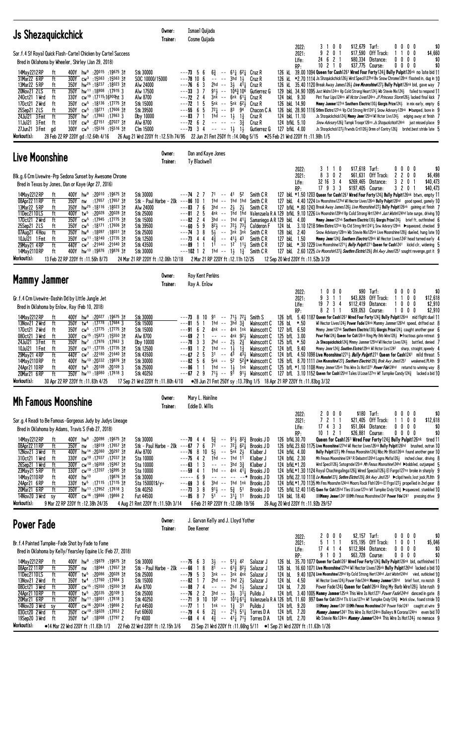## Js Shezaquickchick

Owner: Ismael Quijada
Trainer: Cosme Quijada

Sor.f.4 Sf Royal Quick Flash-Cartel Chicken by Cartel Success
Bred in Oklahoma by Wheeler, Shirley (Jan 29, 2018)

| | | | | | | | |
|---|---|---|---|---|---|---|---|
| 2022: | 3 1 0 0 | $12,679 | Turf: | 0 0 0 0 | $0 |
| 2021: | 9 2 0 1 | $17,590 | Off Track: | 1 1 0 0 | $4,660 |
| Life: | 24 6 2 1 | $80,334 | Distance: | 0 0 0 0 | $0 |
| RP: | 10 2 1 0 | $37,775 | Course: | 0 0 0 0 | $0 |

```
14May2212RP  ft  400Y hw9 :20015 :19675 3↑  Stk 30000          ---73 5 6   6¾ -- 6¹¼ 6²¼  Cruz R       126 kL  39.00 1094 Queen for Cash1261 Wired Four Forty124¾ Bully Pulpit126nk no late bid 11
31Mar22 6RP  ft  300Y cw3 :15563 :15563 3↑  SOC 10000/15000    ---78 10 6  -- -- 3hd 1½   Cruz R       126 kL *2.70 1114 Js Shzquickchick126½ Wird Specil127hd Bv Snow Chrome128nk Floated in, dug in 10
13Mar22 5RP  ft  350Y hw25 :18237 :18023 3↑ Alw 24000          ---76 6 3   2hd -- 3½ 4¹¼  Cruz R       126 kL  35.40 1120 Break Away James126¾ Live Moonshine127¾ Bully Pulpit126nk bid, gave way 7
20Nov21 2LS  ft  350Y hw11 :18908 :17915 3  Alw 17500          ---33 3 7   9¹¼ -- 10⁴¾ 10⁶ Gutierrez G  129 bkL 34.90 1095 Just Wshn124ns Vp Cold Strong Heart124¾ Wb Stevie Nix124½ failed to respond 11
24Oct21 1Wrd ft  330Y cw19 :17115 16⁹⁰⁸ht 3  Alw 8700          ---72 2 4   3nk -- 6nk 6¹¼  Cruz R       124 bkL  9.30  Pint Your Lips124ns Wl Hctor Lives124ns Jf Princess Stone126¾ lacked final kick 7
17Oct21 2Wrd ft  350Y cw5 :18136 :17775 3↑  Stk 15000          ---72 1 5   5nk -- 5nk 6²½  Cruz R       126 bkL 14.90  Mmmy Jammer127nk Southern Electric130¾ Giorgis Prize124½ in mix early, empty 6
25Sep21 2LS  ft  350Y cw5 :18271 :17606 3↑  Stk 39500          ---55 6 5   7²¼ -- 8³ 9⁴  Chacon C A    126 bkL 28.90 1116 Sthrn Elctrc127nk Vp Cld Strng Hrt1241½ Snow Advsory128nk ▶bumped, bone in 9
24Jul21 3Fmt ft  350Y hw7 :17863 :17863 3   Dby 10000          ---83 7 1   1hd -- 1½ 1¾  Cruz R       124 bL  11.10  Js Shzquickchick124¾ Mmmy Jmmr125hd Wl Hctor Livs124½ edging away at finish 7
11Jul21 3Fmt ft  110Y cw9 :07151 :07027 3↑  Alw 8700           ---72 6 2   -- -- -- 3¾   Cruz R       124 bkL  5.10  Snow Advisory126¾ Turnpk Troopr126ns Js Shzquickchick124nk just missed place 9
27Jun21 3Fmt gd  300Y cw5 :15516 :15516 3↑  Clm 15000          ---73 3 4   -- -- 1½ 1½   Gutierrez G  127 bfkL  4.00  Js Shzqckchck127½ Frwnds Crtl126½ Drmn of Contry126¾ brshd,best stride late 5
```

Workout(s): 28 Feb 22 RP 220Y gd :12.64h 4/16  26 Aug 21 Wrd 220Y ft :12.51h 74/95  22 Jun 21 Fmt 250Y ft :14.04bg 5/15  ●25 Feb 21 Wrd 220Y ft :11.98h 1/5

## Live Moonshine

Owner: Dan and Kaye Jones
Trainer: Ty Blackwell

Blk.g.6 Crm Livewire-Prp Sedona Sunset by Awesome Chrome
Bred in Texas by Jones, Dan or Kaye (Apr 27, 2016)

| | | | | | | | |
|---|---|---|---|---|---|---|---|
| 2022: | 3 1 1 0 | $17,618 | Turf: | 0 0 0 0 | $0 |
| 2021: | 8 3 0 2 | $61,631 | Off Track: | 2 2 0 0 | $6,498 |
| Life: | 32 16 3 4 | $269,465 | Distance: | 3 2 0 1 | $40,473 |
| RP: | 17 9 3 3 | $197,405 | Course: | 3 2 0 1 | $40,473 |

```
14May2212RP  ft  400Y hw9 :20010 :19675 3↑  Stk 30000                  ---74 2 7   7¹ -- 4¹ 5²    Smith C R       127 bkL *1.50 1203 Queen for Cash1261 Wired Four Forty124¾ Bully Pulpit126nk btwn, empty 11
08Apr2211RP  ft  350Y nw :17657 :17657 3↑   Stk - Paul Harbe - 20k ---86 10 1  1hd -- 1hd 1hd  Smith C R       127 bkL  4.40 1224 Liv Moonshine127hd Wl Hector Lives126nk Bully Pulpit126hd good speed, gamely 10
13Mar22 5RP  ft  350Y hw25 :18116 :18023 3↑ Alw 24000                  ---83 7 6   3hd -- 2½ 2½   Smith C R       127 bfkL *.80 1243 Break Away James126½ Live Moonshine127¾ Bully Pulpit126nk gaining at finish 7
11Dec2110LS  ft  400Y tw5 :20028 :20028 3↑  Stk 25000                  ---81 2 5   4nk -- 1hd 1hd  Valenzuela R A 129 bfkL 9.10 1226 Liv Moonshine129hd Vp Cold Strng Hrt124hd Just Wishn124hd late surge, driving 10
17Oct21 2Wrd ft  350Y cw5 :17945 :17775 3↑  Stk 15000                  ---82 2 4   3hd -- 1hd 4¹¼  Samaniego A R 129 bkL 4.00  Mmmy Jmmer127nk Southern Electric130¾ Giorgis Prize124½ brief ft, outfinished 6
25Sep21 2LS  ft  350Y cw5 :18171 :17606 3↑  Stk 39500                  ---60 5 9   8²½ -- 7²¼ 7³½  Calderon F      124 bL   3.10 1218 Sthrn Elctrc127nk Vp Cld Strng Hrt1241½ Snw Advsry129nk ▶squeezed, checked 9
07Aug21 4Hou ft  350Y hw8 :18097 :18031 3↑  Stk 25000                  ---74 3 8   5½ -- 3nk 3nk   Smith C R       128 bkL  2.40  Snow Advisory128ns Wb Stevie Nix125nk Live Moonshine128¾ dueled, hung late 10
10Jul21 1Fmt ft  350Y cw11 :18140 :17735 3↑ Stk 12500                  ---73 4 4   4¾ -- 4¹½ 4³   Smith C R       127 bkL  1.50  Mmmy Jmmr124¾ Southern Electric129nk Wl Hector Livs1242 head turned early 4
29May21 4RP  ft  440Y cw7 :21640 :21640 3↑  Stk 43500                  ---89 1 1   1¹ -- 1² 1¹½   Smith C R       127 bkL *.30 1229 Live Moonshine1271½ Bully Pulpit1271 Queen for Cash1241 kickd clr, widening 5
14May2110RP  ft  400Y hw13 :19876 :19876 3↑ Stk 30000                  ---102 1 2  1hd -- 1½ 1¾   Smith C R       127 bkL  2.60 1225 Liv Moonshin127¾ Southrn Elctric129½ Brk Awy Jmes1251 sought revenge,got it 9
```

Workout(s): 13 Feb 22 RP 220Y ft :11.56h 8/73  24 Mar 21 RP 220Y ft :12.06h 12/18  2 Mar 21 RP 220Y ft :12.11h 12/25  12 Sep 20 Wrd 220Y ft :11.52b 3/29

## Mammy Jammer

Owner: Roy Kent Perkins
Trainer: Ray A. Enlow

Gr.f.4 Crm Livewire-Dashin Dd by Little Jungle Jet
Bred in Oklahoma by Enlow, Ray (Feb 10, 2018)

| | | | | | | | |
|---|---|---|---|---|---|---|---|
| 2022: | 1 0 0 0 | $90 | Turf: | 0 0 0 0 | $0 |
| 2021: | 9 3 1 1 | $43,828 | Off Track: | 1 1 0 0 | $12,618 |
| Life: | 19 7 3 4 | $112,419 | Distance: | 1 0 0 0 | $2,910 |
| RP: | 8 2 1 1 | $39,053 | Course: | 1 0 0 0 | $2,910 |

```
14May2212RP  ft  400Y hw9 :20027 :19675 3↑  Stk 30000          ---73 8 10  9¹ -- 7¹½ 7²¼  Smith S         126 bfL  5.40 1187 Queen for Cash1261 Wired Four Forty124¾ Bully Pulpit126nk mid flight duel 11
13Nov21 2Wrd ft  350Y tw4 :17778 :17684 3   Stk 15000          ---81 5 1   1hd -- 3hd 3¾  Wainscott C     126 bL  *.50   Wl Hector Lives124¾ Power Fade124nk Mammy Jammer126hd speed, drifted out 8
17Oct21 2Wrd ft  350Y cw5 :17775 :17775 3↑  Stk 15000          ---91 6 2   4nk -- 4nk 1nk  Wainscott C     127 bfL  6.50   Mmmy Jmmr127nk Southern Electric130¾ Giorgis Prize124½ caught another gear 6
08Oct21 3Wrd ft  300Y cw5 :15873 :15550 3↑  Alw 8700           ---69 2 1   -- -- 4nk 9²½  Wainscott C     125 bfL  3.00   Powr Fde124¾ Queen for Csh126nk Ring My Brb Wire128¾ ▶fractious gate retreat 9
24Jul21 3Fmt ft  350Y hw7 :17976 :17863 3   Dby 10000          ---78 3 3   2hd -- 2½ 2¾   Wainscott C     125 bfL  *.50   Js Shezquickchick124¾ Mmmy Jammer125hd Wl Hector Lives124½ battled, denied 7
10Jul21 1Fmt ft  350Y cw11 :17735 :17735 3↑ Stk 12500          ---93 1 2   1hd -- 1½ 1¾   Wainscott C     124 bfL  9.40   Mmmy Jmmr124¾ Southrn Elctric129nk Wl Hector Livs1242 sharp, straight, speedy 4
29May21 4RP  ft  440Y cw7 :22180 :21640 3↑  Stk 43500          ---67 2 5   3¹ -- 4³ 4³¼  Wainscott C     124 bfL  4.50 1098 Live Moonshine1271½ Bully Pulpit1271 Queen for Cash1241 mild threat 5
14May2110RP  ft  400Y hw13 :20332 :19876 3↑ Stk 30000          ---82 5 6   5nk -- 5² 5²¾* Wainscott C     126 bfL  8.70 1111 Live Moonshine127¾ Southern Electric129¾ Brk Awy Jmes1251 weakened.PL4th 9
24Apr21 10RP ft  400Y tw5 :20109 :20109 3   Stk 25000          ---86 1 1   1hd -- 1½ 1nk  Wainscott C     125 bfL *1.10 1108 Mmmy Jmmer125nk This Wire Is Hot1271 Power Fde124hd returnd to winning way 8
20Mar21 6RP  ft  350Y hw11 :18080 :17818 3  Stk 40250          ---67 2 9   7¹½ -- 9¹ 9¹½  Wainscott C     127 bfL  3.10 1152 Queen for Cash125hd Tales U Lose127ns Wf Turnpike Candy124¾ lacked a bid 10
```

Workout(s): 30 Apr 22 RP 220Y ft :11.83h 4/25  17 Sep 21 Wrd 220Y ft :11.80h 4/10  ●28 Jun 21 Fmt 250Y sy :13.78hg 1/5  18 Apr 21 RP 220Y ft :11.83bg 3/32

## Mh Famous Moonshine

Owner: Mary L. Hainline
Trainer: Eddie D. Willis

Sor.g.4 Readi to Be Famous-Gorgeous Judy by Judys Lineage
Bred in Oklahoma by Adams, Travis S (Feb 27, 2018)

| | | | | | | | |
|---|---|---|---|---|---|---|---|
| 2022: | 2 0 0 0 | $180 | Turf: | 0 0 0 0 | $0 |
| 2021: | 7 2 1 1 | $21,405 | Off Track: | 1 1 0 0 | $12,618 |
| Life: | 17 4 3 3 | $51,064 | Distance: | 0 0 0 0 | $0 |
| RP: | 10 1 2 1 | $26,881 | Course: | 0 0 0 0 | $0 |

```
14May2212RP  ft  400Y hw9 :20098 :19675 3↑  Stk 30000                  ---70 4 4   5¾ -- 9¹½ 8²¾  Brooks J D   126 bfkL 30.70  Queen for Cash1261 Wired Four Forty124¾ Bully Pulpit126nk tired 11
08Apr2211RP  ft  350Y nw :18019 :17657 3↑   Stk - Paul Harbe - 20k ---67 7 6   7¹ -- 7²¾ 6²¾  Brooks J D   126 bfkL 23.60 1175 Live Moonshine127hd Wl Hector Lives126nk Bully Pulpit126hd brushed, outrun 10
12Nov21 3Wrd ft  400Y hw14 :20360 :20297 3↑ Alw 8700                   ---76 8 10  5½ -- 5nk 2½   Klaiber J    124 bfkL  4.00  Bully Pulpit127½ Mh Fmous Moonshine124½ Nbc Mr Blckl126nk found another gear 10
31Oct21 1Wrd ft  330Y cw10 :17037 :17037 3↑ Sta 10000                  ---75 4 2   1hd -- 1hd 1¹   Klaiber J    124 bfkL  2.30  Mh Fmous Moonshine1241 R Debutnt126hd Logns Mafia126½ inched clear, driving 8
26Sep21 1Wrd ft  300Y cw10 :16059 :15967 3↑ Sta 10000                  ---63 1 3   -- -- 3hd 3¾  Klaiber J    124 bfkL *1.20  Wird Specil126½ Sotogrnde125nk Mh Fmous Moonshine124hd ▶bobbled, outjumped 5
23May21 5RP  ft  330Y cw10 :17207 :16995 3↑ Sta 10000                  ---59 4 1   1hd -- 4nk 4¹¼  Brooks J D   124 bfkL *1.30 1124 Royal Chachingalinga126¾ Wired Special126½ El Fargo127ns broke in sharply 9
14May2110RP  ft  400Y hw13               3↑ Stk 30000                  ----- 6 9   -- -- -- --*  Brooks J D   126 bfkL 22.10 1118 Lv Moonshn127¾ Sothrn Elctrc129¾ Brk Awy Jms1251 ▶clipd heels,lost jock,PL8th 9
24Apr21 6RP  ft  330Y tw5 :17115 :17115 3↑  Sta 150001$/y+             ---69 3 6   3hd -- 1hd 1nk  Brooks J D   124 bfkL*1.70 1135 Mh Fms Moonshin124nk Moon Rock Flsh126ns El Frgo127½ propelled in 2nd gear 8
20Mar21 6RP  ft  350Y hw11 :17952 :17818 3  Stk 40250                  ---73 3 8   9¹½ -- 5¾ 5¹   Brooks J D   125 bfkL 12.40 1145 Quen for Csh125hd Tls U Lose127ns Wf Turnpike Cndy124¾ ▶squeezed, stumbled 10
14Nov20 3Wrd sy  400Y cw16 :19866 :19866 2  Fut 44500                  ---85 8 7   5¹ -- 5¹ 3¹¼  Brooks J D   124 bkL  18.40  DHMmmy Jamer1241 DHMh Fmous Moonshine1241 Power Fde1241 pressing drive 9
```

Workout(s): 9 Mar 22 RP 220Y ft :12.38h 24/35  4 Aug 21 Rmt 220Y ft :11.50h 3/14  6 Feb 21 RP 220Y ft :12.08h 19/56  26 Aug 20 Wrd 220Y ft :11.92b 29/57

## Power Fade

Owner: J. Garvan Kelly and J. Lloyd Yother
Trainer: Dee Keener

Br.f.4 Painted Turnpike-Fade Shot by Fade to Fame
Bred in Oklahoma by Kelly/Yearsley Equine Llc (Feb 27, 2018)

| | | | | | | | |
|---|---|---|---|---|---|---|---|
| 2022: | 2 0 0 0 | $2,157 | Turf: | 0 0 0 0 | $0 |
| 2021: | 5 1 1 1 | $15,195 | Off Track: | 1 0 0 1 | $5,046 |
| Life: | 17 4 1 4 | $112,984 | Distance: | 0 0 0 0 | $0 |
| RP: | 9 1 0 3 | $63,728 | Course: | 0 0 0 0 | $0 |

```
14May2212RP  ft  400Y hw9 :19979 :19675 3↑  Stk 30000                  ---75 6 3   3½ -- 5¹¼ 4²   Salazar J        126 bL  35.70 1077 Queen for Cash1261 Wired Four Forty124¾ Bully Pulpit126nk bid, outfinished 11
08Apr2211RP  ft  350Y nw :18044 :17657 3↑   Stk - Paul Harbe - 20k ---66 1 8   8¹ -- 6¹¾ 8²½  Salazar J        126 bL  16.60 1071 Live Moonshine127hd Wl Hector Lives126nk Bully Pulpit126hd lacked a bid 10
11Dec2110LS  ft  400Y tw5 :20086 :20028 3↑  Stk 25000                  ---79 5 3   3nk -- 3nk 4nk  Salazar J        124 bL   9.40 1074 Live Moonshine129hd Vp Cold Strong Heart124hd Just Wishn124hd vied, outkicked 10
13Nov21 2Wrd ft  350Y tw4 :17760 :17684 3   Stk 15000                  ---82 1 7   2hd -- 1hd 2½   Salazar J        124 bL   4.50  Wl Hector Lives124¾ Power Fde124nk Mammy Jammer126hd brief foot, no match 8
08Oct21 3Wrd ft  300Y cw5 :15550 :15550 3↑  Alw 8700                   ---88 7 4   -- -- 2hd 1¾   Salazar J        124 bL   7.20  Power Fade124¾ Queen for Cash126nk Ring My Barb Wire128¾ late rush 9
24Apr21 10RP ft  400Y tw5 :20335 :20109 3   Stk 25000                  ---76 2 2   3hd -- 3½ 3¹¼  Pulido J         124 bfL  3.40 1005 Mammy Jammer125nk This Wire Is Hot1271 Power Fade124hd danced in gate 8
20Mar21 6RP  ft  350Y hw11 :18018 :17818 3  Stk 40250                  ---71 9 10  10² -- 10¹½ 6¹¼ Valenzuela R A 126 bfL 11.60 997 Quen for Csh125hd Tls U Lose127ns Wf Turnpike Cndy124¾ ▶brk slow, found stride 10
14Nov20 3Wrd sy  400Y cw16 :20034 :19866 2  Fut 44500                  ---77 1 1   1nk -- 1¾ 3¹   Pulido J         124 bfL  9.20  DHMmmy Jamer1241 DHMh Fmous Moonshine1241 Power Fde1241 caught at wire 9
03Oct20 2Wrd ft  350Y cw10 :18028 :17853 2  Fut 60600                  ---79 4 6   2¾ -- 2¹½ 5¹¼  Torres D A       124 bfL  7.20  Mammy Jammer1241 This Wire Is Hot124ns Baileys N Corona124ns even bid 10
19Sep20 3Wrd ft  350Y tw2 :18008 :17797 2  Ftr 4000                   ---68 4 4   4¾ -- 4¹½ 7¹½  Torres D A       124 bfL  2.70  Wb Stevie Nix124ns Mammy Jammer124nk This Wire Is Hot124¾ no menace 9
```

Workout(s): ●14 Mar 22 Wrd 220Y ft :11.83h 1/3  22 Feb 22 Wrd 220Y ft :12.15h 3/6  23 Sep 21 Wrd 220Y ft :11.66hg 5/11  ●1 Sep 21 Wrd 220Y ft :11.63h 1/26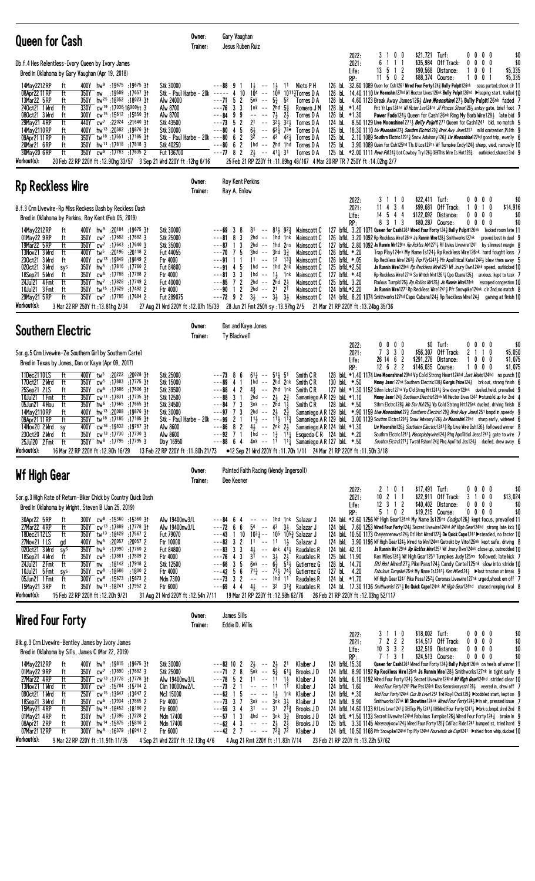## Queen for Cash

Owner: Gary Vaughan
Trainer: Jesus Ruben Ruiz

Db.f.4 Hes Relentless-Ivory Queen by Ivory James
Bred in Oklahoma by Gary Vaughan (Apr 19, 2018)

| | | | | | | |
|---|---|---|---|---|---|---|
| 2022: | 3 1 0 0 | $21,721 | Turf: | 0 0 0 0 | | $0 |
| 2021: | 6 1 1 1 | $35,984 | Off Track: | 0 0 0 0 | | $0 |
| Life: | 13 5 1 2 | $90,568 | Distance: | 1 0 0 1 | | $5,335 |
| RP: | 11 5 0 2 | $88,374 | Course: | 1 0 0 1 | | $5,335 |

14May2212RP ft 400Y hw⁹ :19675 :19675 3↑ Stk 30000 ---88 9 1 1½ -- 1½ 11 Nieto P H 126 bL 32.60 1089 Quen for Csh126¹ Wired Four Forty124¾ Bully Pulpit126nk seas parted,shook clr 11
08Apr22 11RP ft 350Y nw :19509 :17657 3↑ Stk - Paul Harbe - 20k ----- 4 10 10⁴ -- 10⁸ 1011¾Torres D A 126 bL 14.40 1110 Liv Moonshin127hd Wl Hector Lives126nk Bully Pulpit126hd ▶leaping start, trailed 10
13Mar22 5RP ft 350Y hw²⁵ :18352 :18023 3↑ Alw 24000 ---71 5 2 5nk -- 5¾ 5² Torres D A 126 bL 4.60 1123 Break Away James126½ Live Moonshine127½ Bully Pulpit126nk faded 7
24Oct21 1Wrd ft 330Y cw¹⁹ :17036:16⁹⁰⁰ht 3 Alw 8700 ---76 3 3 1nk -- 2hd 5¾ Romero J M 128 bL *1.40 Pnt Yr Lps124ns Wl Hctor Lvs124ns Jf Prncss Storm126½ antsy gate, brief foot 7
08Oct21 3Wrd ft 300Y cw¹⁵ :15612 :15550 3↑ Alw 8700 ---84 9 9 -- -- 7½ 2½ Torres D A 126 bL *1.30 Power Fade124½ Queen for Cash126nk Ring My Barb Wire128½ late bid 9
29May21 4RP ft 440Y cw⁷ :22024 :21640 3↑ Stk 43500 ---73 5 2 2¹ -- 3²½ 3²½ Torres D A 124 bL 8.50 1129 Liv Moonshine127¾ Southrn Elctric127½ Queen for Cash124¹ bid, no match 5
14May2110RP ft 400Y hw¹³ :20382 :19876 3↑ Stk 30000 ---80 4 5 6½ -- 6²¼ 7³⁴ Torres D A 125 bL 18.30 1110 Liv Moonshin127½ Southrn Elctric126¾ Brek Avy Jmes125¹ mild contention,PL9th 9
09Apr21 11RP ft 350Y tw¹⁸ :17551 :17185 3↑ Stk - Paul Harbe - 20k ---80 6 2 -- -- 4² 4²¼ Torres D A 125 bL 2.10 1089 Southrn Elctric129¹¾ Snow Advisory126½ Liv Moonshine127hd good trip, evenly 6
20Mar21 6RP ft 350Y hw¹¹ :17818 :17818 3 Stk 40250 ---80 6 2 1hd -- 2hd 1hd Torres D A 125 bL 3.90 1089 Queen for Csh125hd Tls U Los127ns Wf Turnpike Cndy124¾ sharp, vied, narrowly 10
30May20 6RP ft 350Y cw⁹ :17783 :17635 2 Fut 136700 ---77 8 2 2½ -- 4¹½ 3¹ Torres D A 125 bL *2.00 1111 Powr Fd124½ Lot Cowboy Try126½ ⊞This Wire Is Hot126½ outkicked,shared 3rd 9

Workout(s): 20 Feb 22 RP 220Y ft :12.90hg 33/57 3 Sep 21 Wrd 220Y ft :12hg 6/16 25 Feb 21 RP 220Y ft :11.89hg 48/167 4 Mar 20 RP TR 7 250Y ft :14.02hg 2/7

## Rp Reckless Wire

Owner: Roy Kent Perkins
Trainer: Ray A. Enlow

B.f.3 Crm Livewire-Rp Miss Reckless Dash by Reckless Dash
Bred in Oklahoma by Perkins, Roy Kent (Feb 05, 2019)

| | | | | | | |
|---|---|---|---|---|---|---|
| 2022: | 3 1 1 0 | $22,411 | Turf: | 0 0 0 0 | | $0 |
| 2021: | 11 4 3 4 | $99,681 | Off Track: | 1 0 1 0 | | $14,916 |
| Life: | 14 5 4 4 | $122,092 | Distance: | 0 0 0 0 | | $0 |
| RP: | 8 3 1 3 | $80,287 | Course: | 0 0 0 0 | | $0 |

14May2212RP ft 400Y hw⁹ :20104 :19675 3↑ Stk 30000 ---69 3 8 8¹ -- 8¹½ 9²¾ Wainscott C 127 bfkL 3.20 1071 Queen for Cash126¹ Wired Four Forty124¾ Bully Pulpit126nk lacked room late 11
01May22 9RP ft 350Y cw⁷ :17682 :17682 3 Stk 25000 ---81 8 3 2hd -- 1hd 1nk Wainscott C 126 bfkL 3.20 1092 Rp Reckless Wire126nk Js Runnin Wire128½ Smithworks127nk proved best in duel 9
19Mar22 5RP ft 350Y cw⁷ :17643 :17640 3 Stk 35000 ---87 1 3 2hd -- 2hd 2ns Wainscott C 127 bfkL 2.80 1092 Js Runnin Wir129ns Rp Rcklss Wir127¾ Rf Livies Livewire124¹ by slimmest margin 8
13Nov21 3Wrd ft 400Y tw⁵ :20196 :20118 2 Fut 44055 ---70 7 5 3hd -- 3hd 3¾ Wainscott C 126 bfkL *.20 Trap Play124nk My Name Is124½ Rp Reckless Wire126nk hard fought loss 7
23Oct21 3Wrd ft 400Y cw¹³ :19849 :19849 2 Ftr 4000 ---91 1 1 1¹ -- 1² 1³¾ Wainscott C 126 bfkL *.05 Rp Reckless Wire126¾ Trp Ply124¹¾ Pfr Apollitical Kate124²½ blew them away 5
02Oct21 3Wrd sys 350Y hw⁵ :17816 :17760 2 Fut 84800 ---91 4 5 1hd -- 1hd 2nk Wainscott C 125 bfkL *2.50 Js Runnin Wire129nk Rp Reckless Wire125¹ Wf Jnury Own124nk speed, outkicked 10
18Sep21 5Wrd ft 350Y cw⁵ :17788 :17788 2 Ftr 4000 ---81 3 3 1hd -- 1½ 1nk Wainscott C 127 bfkL *.40 Rp Reckless Wire127nk So Wtch Wnt126¹½ Cpo Cbana125½ anxious, kept to task 7
24Jul21 4Fmt ft 350Y hw⁷ :17828 :17749 2 Fut 40000 ---85 7 2 2hd -- 2hd 2½ Wainscott C 125 bfkL 3.20 Fbulous Turnpk125½ Rp Rcklss Wir125½ Js Runnin Wire128nk escaped congestion 10
10Jul21 3Fmt ft 350Y tw¹⁵ :17629 :17492 2 Ftr 4000 ---90 1 2 2hd -- 2¹ 2¹ Wainscott C 124 bfkL*2.20 Js Runnin Wire127¹ Rp Reckless Wire124¹½ Pfr Snowpike124nk clr 2nd,no match 8
29May21 5RP ft 350Y cw⁷ :17785 :17684 2 Fut 289075 ---72 9 2 3½ -- 3½ 3½ Wainscott C 124 bfkL 8.20 1074 Smithworks127hd Capo Cabana124½ Rp Reckless Wire124½ gaining at finish 10

Workout(s): 3 Mar 22 RP 250Y ft :13.81hg 2/34 27 Aug 21 Wrd 220Y ft :12.07h 15/39 28 Jun 21 Fmt 250Y sy :13.97hg 2/5 21 Mar 21 RP 220Y ft :13.24bg 35/36

## Southern Electric

Owner: Dan and Kaye Jones
Trainer: Ty Blackwell

Sor.g.5 Crm Livewire-Ze Southern Girl by Southern Cartel
Bred in Texas by Jones, Dan or Kaye (Apr 09, 2017)

| | | | | | | |
|---|---|---|---|---|---|---|
| 2022: | 0 0 0 0 | $0 | Turf: | 0 0 0 0 | | $0 |
| 2021: | 7 3 3 0 | $56,307 | Off Track: | 2 1 1 0 | | $5,050 |
| Life: | 26 14 6 2 | $291,278 | Distance: | 1 0 0 0 | | $1,075 |
| RP: | 12 6 2 2 | $146,035 | Course: | 1 0 0 0 | | $1,075 |

11Dec21 10LS ft 400Y tw⁵ :20222 :20028 3↑ Stk 25000 ---73 8 6 6¹¼ -- 5¹½ 5¹ Smith C R 128 bkL *1.40 1174 Live Moonshine129hd Vp Cold Strong Heart124hd Just Wishn124hd no punch 10
17Oct21 2Wrd ft 350Y cw⁵ :17803 :17775 3↑ Stk 15500 ---89 4 1 1hd -- 2hd 2nk Smith C R 130 bkL *.50 Mmmy Jmmr127nk Southern Electric130¾ Giorgis Prize124½ brk out, strong finish 6
25Sep21 2LS ft 350Y cw⁵ :17606 :17606 3↑ Stk 39500 ---88 4 2 4¾ -- 2hd 1nk Smith C R 127 bkL *1.30 1152 Sthrn lctrc127nk Vp Cld Strng Hrt124¹½ Snw dvsry129nk dueled,held, prevailed 9
10Jul21 1Fmt ft 350Y cw¹¹ :17831 :17735 3↑ Stk 12500 ---88 3 1 -- -- 2½ 2¾ Samaniego A R 129 bkL *1.10 Mmmy Jmmr124¾ Southern Electric129nk Wl Hector Lives124² ▶stumbld,up for 2nd 4
05Jun21 4Hou ft 350Y hw⁶ :17665 :17665 3↑ Stk 34500 ---84 7 3 3nk -- 2hd 1½ Smith C R 128 bkL *.50 Sthrn Elctrc128½ Wb Stv Wk125½ Vp Cold Strong Hrt125nk dueled, driving finish 8
14May2110RP ft 400Y hw¹³ :20008 :19876 3↑ Stk 30000 ---97 7 3 2hd -- 2½ 2¾ Samaniego A R 129 bkL *.90 1159 Live Moonshine127¾ Southern Electric126¾ Brek Awy Jmes125¹ bmpd st,speedy 9
09Apr21 11RP ft 350Y tw¹⁸ :17185 :17185 3↑ Stk - Paul Harbe - 20k ---99 2 1 1¹½ -- 1¹½ 1¹¾ Samaniego A R 129 bkL 3.00 1139 Southrn Elctrc129¹¾ Snow Advsory126½ Liv Moonshin127hd sharp early, widened 6
14Nov20 2Wrd sy 400Y cw¹⁶ :19832 :19767 3↑ Alw 8600 ---86 8 2 4½ -- 2nk 2½ Samaniego A R 124 bkL *1.30 Liv Moonshin126½ Southern Electric124¹¾ Rp Live Wire Dsh126½ followed winner 8
23Oct20 2Wrd ft 350Y cw¹³ :17730 :17730 3 Alw 8600 ---92 7 1 1hd -- 1¾ 1¹¾ Esqueda C R 124 bkL *.20 Southrn Elctric124¹¾ Moonpieby wire124½ Phq Apollitcl Jess124¹½ gate to wire 7
25Jul20 2Fmt ft 350Y hw⁸ :17795 :17795 3 Dby 16950 ---88 6 4 4nk -- 1¹ 1¹¼ Samaniego A R 127 bkL *.50 Southrn Elctrc127¹¼ Twstd Fshon124¾ Phq Apollitcl Jss124½ dueled, drew away 6

Workout(s): 16 Mar 22 RP 220Y ft :12.90h 16/29 13 Feb 22 RP 220Y ft :11.80h 21/73 ●12 Sep 21 Wrd 220Y ft :11.70h 1/11 24 Mar 21 RP 220Y ft :11.50h 3/18

## Wf High Gear

Owner: Painted Faith Racing (Wendy Ingersoll)
Trainer: Dee Keener

Sor.g.3 High Rate of Return-Biker Chick by Country Quick Dash
Bred in Oklahoma by Wright, Steven B (Jan 25, 2019)

| | | | | | | |
|---|---|---|---|---|---|---|
| 2022: | 2 1 0 1 | $17,491 | Turf: | 0 0 0 0 | | $0 |
| 2021: | 10 2 1 1 | $22,911 | Off Track: | 3 1 0 0 | | $13,024 |
| Life: | 12 3 1 2 | $40,402 | Distance: | 0 0 0 0 | | $0 |
| RP: | 5 1 0 2 | $19,215 | Course: | 0 0 0 0 | | $0 |

30Apr22 5RP ft 300Y cw⁸ :15360 :15360 3↑ Alw 19400nw3/L ---84 6 4 -- -- 1hd 1nk Salazar J 124 bkL *2.60 1256 Wf High Gear124nk My Name Is126ns Codigo126½ kept focus, prevailed 11
27Mar22 4RP ft 350Y cw¹³ :17889 :17778 3↑ Alw 19400nw3/L ---72 6 6 5⁴ -- 4³ 3¾ Salazar J 124 bkL 7.60 1253 Wired Four Forty124½ Secret Livewire124hd Wf High Gear124hd strong late kick 10
18Dec21 12LS ft 350Y tw¹³ :18429 :17567 2 Fut 79070 ---43 1 10 10³¼ -- 10⁵ 10⁵¾ Salazar J 124 bkL 10.50 1173 Cheyennenews124½ Dtl Hot Wired127¾ De Quick Capo124¹ ▶steadied, no factor 10
27Nov21 1LS gd 400Y hw⁵ :20057 :20057 2 Ftr 10000 ---82 3 2 1¹ -- 1¹ 1½ Salazar J 124 bkL 3.90 1196 Wf High Gear124½ Wired to Win124ns Getrekt by Vito126nk kept safe, driving 8
02Oct21 3Wrd sy⁵ 350Y hw⁵ :17990 :17760 2 Fut 84800 ---83 3 3 4½ -- 4nk 4¹½ Raudales R 124 bkL 42.10 Js Runnin Wir129nk Rp Rcklss Wire125¹ Wf Jnury Own124nk close up, outnodded 10
18Sep21 4Wrd ft 350Y cw⁵ :17881 :17809 2 Ftr 4000 ---76 4 3 3¹ -- 3½ 2½ Raudales R 125 bkL 11.90 Ken Miles124½ Wf High Gear125¹ Turnpikes Judy125ns followed, late kick 7
24Jul21 2Fmt ft 350Y nw :18142 :17918 2 Stk 12500 ---66 3 5 6nk -- 6¾ 5¹½ Gutierrez G 128 bL 14.70 Dtl Hot Wired127¾ Pike Pass124½ Candy Cartel125nk slow into stride 10
10Jul21 5Fmt sys 350Y cw⁸ :18686 :1800 2 Ftr 4000 ---42 5 6 7¹¾ -- 7³½ 7⁴½ Gutierrez G 127 bL 4.20 Fabulous Turnpike125nk My Name Is124¹½ Ken Miles124½ ▶lost traction at break 9
05Jun21 1Fmt ft 300Y cw⁸ :15673 :15673 2 Mdn 7300 ---73 3 2 -- -- 1hd 1¹ Raudales R 124 bkL *1.70 Wf High Gear124¹ Pike Pass125²¼ Coronas Livewire127nk urged,shook em off 7
15May21 3RP ft 350Y hw¹¹ :18241 :17952 2 Ftr 6000 ---69 4 4 4½ -- 3² 3¹¾ Raudales R 124 bkL 17.30 1136 Smithworks127½ De Quick Capo124nk Wf High Gear124hd chased romping rival 8

Workout(s): 15 Feb 22 RP 220Y ft :12.20h 9/21 31 Aug 21 Wrd 220Y ft :12.54h 7/11 19 Mar 21 RP 220Y ft :12.98h 62/76 26 Feb 21 RP 220Y ft :12.03hg 52/117

## Wired Four Forty

Owner: James Sills
Trainer: Eddie D. Willis

Blk.g.3 Crm Livewire-Bentley James by Ivory James
Bred in Oklahoma by Sills, James C (Mar 22, 2019)

| | | | | | | |
|---|---|---|---|---|---|---|
| 2022: | 3 1 1 0 | $18,002 | Turf: | 0 0 0 0 | | $0 |
| 2021: | 7 2 2 2 | $14,517 | Off Track: | 0 0 0 0 | | $0 |
| Life: | 10 3 3 2 | $32,519 | Distance: | 0 0 0 0 | | $0 |
| RP: | 7 1 3 1 | $24,513 | Course: | 0 0 0 0 | | $0 |

14May2212RP ft 400Y hw⁹ :19815 :19675 3↑ Stk 30000 ---82 10 2 2½ -- 2½ 2¹ Klaiber J 124 bfkL 15.30 Queen for Cash126¹ Wired Four Forty124¾ Bully Pulpit126nk on heels of winner 11
01May22 9RP ft 350Y cw⁷ :17890 :17682 3 Stk 25000 ---71 2 8 5nk -- 5¾ 6¹¼ Brooks J D 124 bfkL 8.90 1192 Rp Reckless Wire126nk Js Runnin Wire128½ Smithworks127nk in tight early 9
27Mar22 4RP ft 350Y cw¹³ :17778 :17778 3↑ Alw 19400nw3/L ---78 5 2 1¹ -- 1¹ 1½ Klaiber J 124 bfkL 6.10 1192 Wired Four Forty124½ Secret Livewire124hd Wf High Gear124hd strided clear 10
13Nov21 1Wrd ft 300Y cw³ :15704 :15704 2 Clm 10000nw2/L ---73 2 1 -- -- 1¹ 1¹ Klaiber J 124 bfkL 1.60 Wired Four Forty124¹ Pike Pss126nk Kiss Kennsivorycsh126½ veered in, drew off 7
09Oct21 1Wrd ft 250Y cw¹⁵ :13647 :13647 2 Mcl 15000 ---62 1 5 -- -- 1½ 1nk Klaiber J 124 bfkL *.30 Wird Four Forty124nk Cuz Ib Lvwr125¹ Trd Royl Chck129½ ▶bobbled start, kept on 9
18Sep21 3Wrd ft 350Y cw⁵ :17934 :17865 2 Ftr 4000 ---73 3 7 3nk -- 3nk 3½ Klaiber J 124 bfkL 9.90 Smithworks127nk Wl Showtime124nk Wired Four Forty124½ ▶in air, pressed issue 7
15May21 4RP ft 350Y hw¹⁴ :18452 :18180 2 Ftr 6000 ---59 3 4 3¹ -- 3¹ 2¹¾ Brooks J D 124 bfkL 14.60 1133 Rf Lvs Lvwr124¹¾ ⊞Trp Ply124¹½ ⊞Wird Four Forty124¹½ ▶brk o,bmpd,shrd 2nd 8
01May21 4RP ft 330Y hw⁹ :17396 :17228 2 Mdn 17400 ---57 1 3 4hd -- 3nk 3¾ Brooks J D 124 bfL *1.50 1133 Secret Livewire124hd Fabulous Turnpike126½ Wired Four Forty124½ broke in 9
06Apr21 2RP ft 300Y hw¹⁴ :15875 :15810 2 Mdn 17400 ---62 4 3 -- -- 2hd 2½ Brooks J D 125 bfL 3.30 1145 Wereredynow124½ Wired Four Forty125¾ Cdillac Ride124¹ bumped st, tried hard 9
07Mar21 12RP ft 300Y hw⁸ :16379 :16041 2 Ftr 6000 ---42 2 7 -- -- 7²¾ 7² Klaiber J 124 bfL 10.50 1168 Pfr Snowpike124hd Trp Ply124hd Fourwinds de Cap124¹ ▶shied from whip,ducked 10

Workout(s): 9 Mar 22 RP 220Y ft :11.91h 11/35 4 Sep 21 Wrd 220Y ft :12.13hg 4/6 4 Aug 21 Rmt 220Y ft :11.83h 7/14 23 Feb 21 RP 220Y ft :13.22h 57/62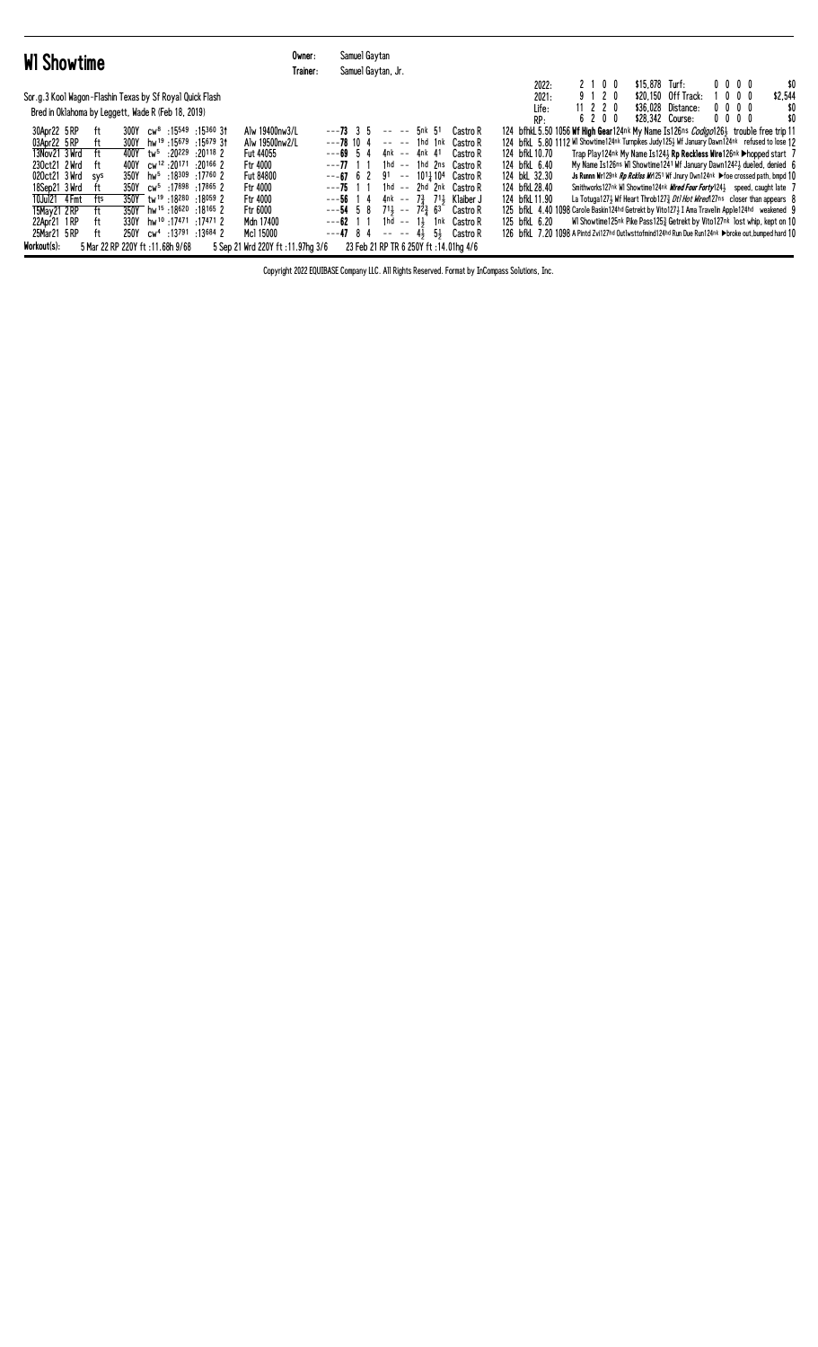## Wl Showtime

Owner: Samuel Gaytan
Trainer: Samuel Gaytan, Jr.

Sor.g.3 Kool Wagon-Flashin Texas by Sf Royal Quick Flash
Bred in Oklahoma by Leggett, Wade R (Feb 18, 2019)

| | | | | | | | | |
|---|---|---|---|---|---|---|---|---|
| 2022: | 2 1 0 0 | $15,878 | Turf: | 0 0 0 0 | $0 |
| 2021: | 9 1 2 0 | $20,150 | Off Track: | 1 0 0 0 | $2,544 |
| Life: | 11 2 2 0 | $36,028 | Distance: | 0 0 0 0 | $0 |
| RP: | 6 2 0 0 | $28,342 | Course: | 0 0 0 0 | $0 |

| | | | | | | | | | | | | | | | | | | | |
|---|---|---|---|---|---|---|---|---|---|---|---|---|---|---|---|---|---|---|---|
| 30Apr22 5RP | ft | 300Y | cw8 :15549 :15360 3↑ | Alw 19400nw3/L | ---73 | 3 | 5 | -- -- | 5nk | 51 | Castro R | 124 | bfhkL | 5.50 | 1056 | Wf High Gear124nk My Name Is126ns Codigo126½ | trouble free trip 11 |
| 03Apr22 5RP | ft | 300Y | hw19 :15679 :15679 3↑ | Alw 19500nw2/L | ---78 | 10 | 4 | -- -- | 1hd | 1nk | Castro R | 124 | bfkL | 5.80 | 1112 | Wl Showtime124nk Turnpikes Judy125½ Wf January Dawn124nk | refused to lose 12 |
| 13Nov21 3Wrd | ft | 400Y | tw5 :20229 :20118 2 | Fut 44055 | ---69 | 5 | 4 | 4nk -- | 4nk | 41 | Castro R | 124 | bfkL | 10.70 | | Trap Play124nk My Name Is124½ Rp Reckless Wire126nk | ▶hopped start 7 |
| 23Oct21 2Wrd | ft | 400Y | cw12 :20171 :20166 2 | Ftr 4000 | ---77 | 1 | 1 | 1hd -- | 1hd | 2ns | Castro R | 124 | bfkL | 6.40 | | My Name Is126ns Wl Showtime1241 Wf January Dawn1242½ | dueled, denied 6 |
| 02Oct21 3Wrd | sys | 350Y | hw5 :18309 :17760 2 | Fut 84800 | ---67 | 6 | 2 | 91 -- | 101½ | 104 | Castro R | 124 | bkL | 32.30 | | Js Runnn Wr129nk Rp Rcklss Wr1251 Wf Jnury Dwn124nk | ▶foe crossed path, bmpd 10 |
| 18Sep21 3Wrd | ft | 350Y | cw5 :17898 :17865 2 | Ftr 4000 | ---75 | 1 | 1 | 1hd -- | 2hd | 2nk | Castro R | 124 | bfkL | 28.40 | | Smithworks127nk Wl Showtime124nk Wired Four Forty124½ | speed, caught late 7 |
| 10Jul21 4Fmt | fts | 350Y | tw19 :18280 :18059 2 | Ftr 4000 | ---56 | 1 | 4 | 4nk -- | 7¾ | 71½ | Klaiber J | 124 | bfkL | 11.90 | | La Totuga127½ Wf Heart Throb127¾ Dtl Hot Wired127ns | closer than appears 8 |
| 15May21 2RP | ft | 350Y | hw15 :18620 :18165 2 | Ftr 6000 | ---54 | 5 | 8 | 71½ -- | 72¾ | 63 | Castro R | 125 | bfkL | 4.40 | 1098 | Carole Baskin124hd Getrekt by Vito127½ I Ama Traveln Apple124hd | weakened 9 |
| 22Apr21 1RP | ft | 330Y | hw10 :17471 :17471 2 | Mdn 17400 | ---62 | 1 | 1 | 1hd -- | 1½ | 1nk | Castro R | 125 | bfkL | 6.20 | | Wl Showtime125nk Pike Pass125¾ Getrekt by Vito127nk | lost whip, kept on 10 |
| 25Mar21 5RP | ft | 250Y | cw4 :13791 :13684 2 | Mcl 15000 | ---47 | 8 | 4 | -- -- | 4½ | 5½ | Castro R | 126 | bfkL | 7.20 | 1098 | A Pintd Zvi127hd Outlwsttofmind124hd Run Due Run124nk | ▶broke out,bumped hard 10 |

Workout(s): 5 Mar 22 RP 220Y ft :11.68h 9/68 | 5 Sep 21 Wrd 220Y ft :11.97hg 3/6 | 23 Feb 21 RP TR 6 250Y ft :14.01hg 4/6

Copyright 2022 EQUIBASE Company LLC. All Rights Reserved. Format by InCompass Solutions, Inc.